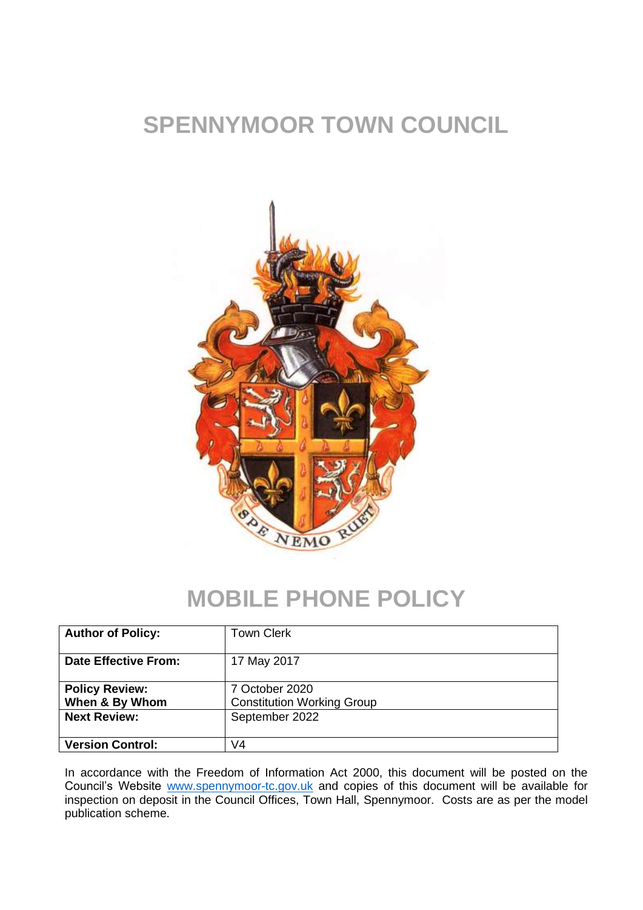# SPENNYMOOR TOWN COUNCIL

# MOBILE PHONE POLICY

| **Author of Policy:** | Town Clerk |
|---|---|
| **Date Effective From:** | 17 May 2017 |
| **Policy Review: When & By Whom** | 7 October 2020 Constitution Working Group |
| **Next Review:** | September 2022 |
| **Version Control:** | V4 |

In accordance with the Freedom of Information Act 2000, this document will be posted on the Council's Website www.spennymoor-tc.gov.uk and copies of this document will be available for inspection on deposit in the Council Offices, Town Hall, Spennymoor. Costs are as per the model publication scheme.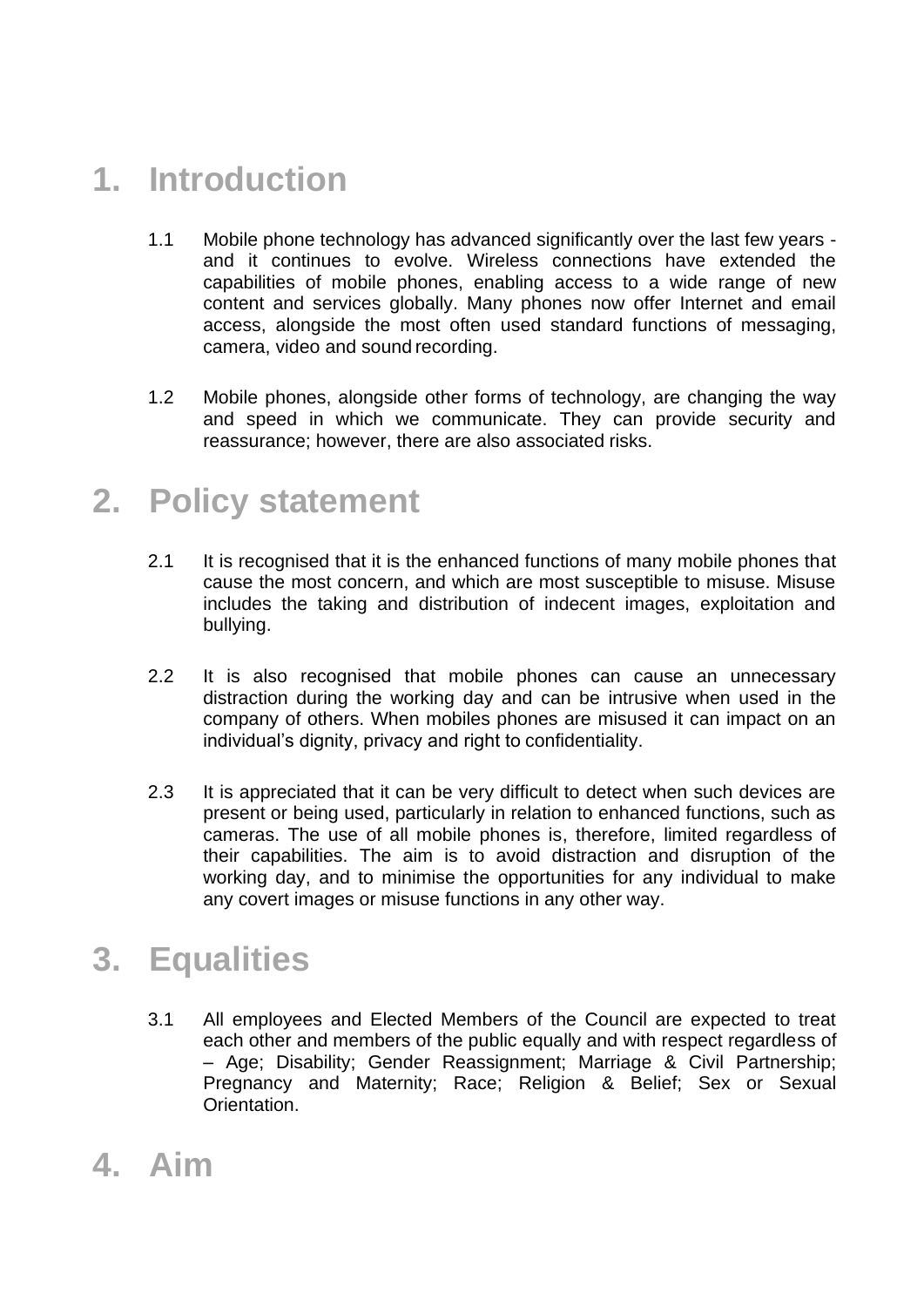# 1. Introduction

1.1 Mobile phone technology has advanced significantly over the last few years - and it continues to evolve. Wireless connections have extended the capabilities of mobile phones, enabling access to a wide range of new content and services globally. Many phones now offer Internet and email access, alongside the most often used standard functions of messaging, camera, video and sound recording.

1.2 Mobile phones, alongside other forms of technology, are changing the way and speed in which we communicate. They can provide security and reassurance; however, there are also associated risks.

# 2. Policy statement

2.1 It is recognised that it is the enhanced functions of many mobile phones that cause the most concern, and which are most susceptible to misuse. Misuse includes the taking and distribution of indecent images, exploitation and bullying.

2.2 It is also recognised that mobile phones can cause an unnecessary distraction during the working day and can be intrusive when used in the company of others. When mobiles phones are misused it can impact on an individual's dignity, privacy and right to confidentiality.

2.3 It is appreciated that it can be very difficult to detect when such devices are present or being used, particularly in relation to enhanced functions, such as cameras. The use of all mobile phones is, therefore, limited regardless of their capabilities. The aim is to avoid distraction and disruption of the working day, and to minimise the opportunities for any individual to make any covert images or misuse functions in any other way.

# 3. Equalities

3.1 All employees and Elected Members of the Council are expected to treat each other and members of the public equally and with respect regardless of – Age; Disability; Gender Reassignment; Marriage & Civil Partnership; Pregnancy and Maternity; Race; Religion & Belief; Sex or Sexual Orientation.

# 4. Aim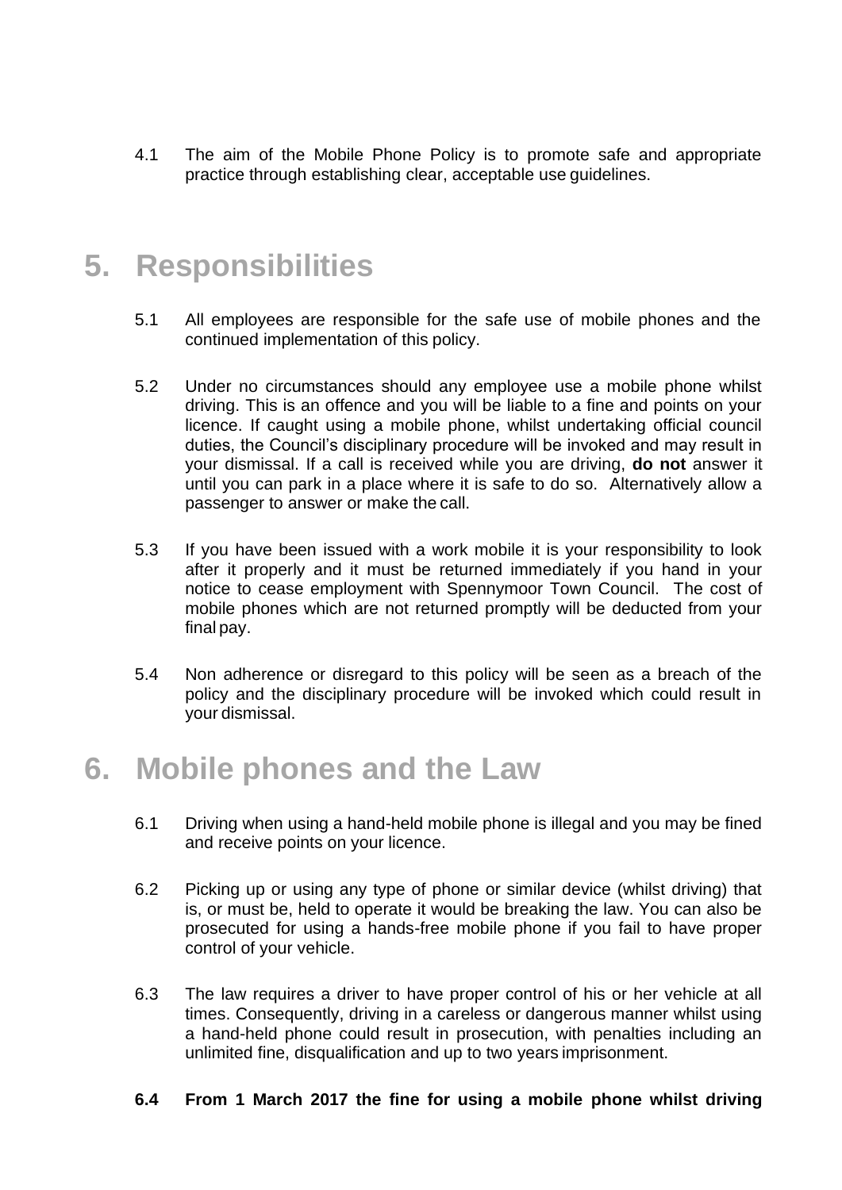4.1 The aim of the Mobile Phone Policy is to promote safe and appropriate practice through establishing clear, acceptable use guidelines.

## 5. Responsibilities

5.1 All employees are responsible for the safe use of mobile phones and the continued implementation of this policy.

5.2 Under no circumstances should any employee use a mobile phone whilst driving. This is an offence and you will be liable to a fine and points on your licence. If caught using a mobile phone, whilst undertaking official council duties, the Council's disciplinary procedure will be invoked and may result in your dismissal. If a call is received while you are driving, **do not** answer it until you can park in a place where it is safe to do so. Alternatively allow a passenger to answer or make the call.

5.3 If you have been issued with a work mobile it is your responsibility to look after it properly and it must be returned immediately if you hand in your notice to cease employment with Spennymoor Town Council. The cost of mobile phones which are not returned promptly will be deducted from your final pay.

5.4 Non adherence or disregard to this policy will be seen as a breach of the policy and the disciplinary procedure will be invoked which could result in your dismissal.

## 6. Mobile phones and the Law

6.1 Driving when using a hand-held mobile phone is illegal and you may be fined and receive points on your licence.

6.2 Picking up or using any type of phone or similar device (whilst driving) that is, or must be, held to operate it would be breaking the law. You can also be prosecuted for using a hands-free mobile phone if you fail to have proper control of your vehicle.

6.3 The law requires a driver to have proper control of his or her vehicle at all times. Consequently, driving in a careless or dangerous manner whilst using a hand-held phone could result in prosecution, with penalties including an unlimited fine, disqualification and up to two years imprisonment.

**6.4 From 1 March 2017 the fine for using a mobile phone whilst driving**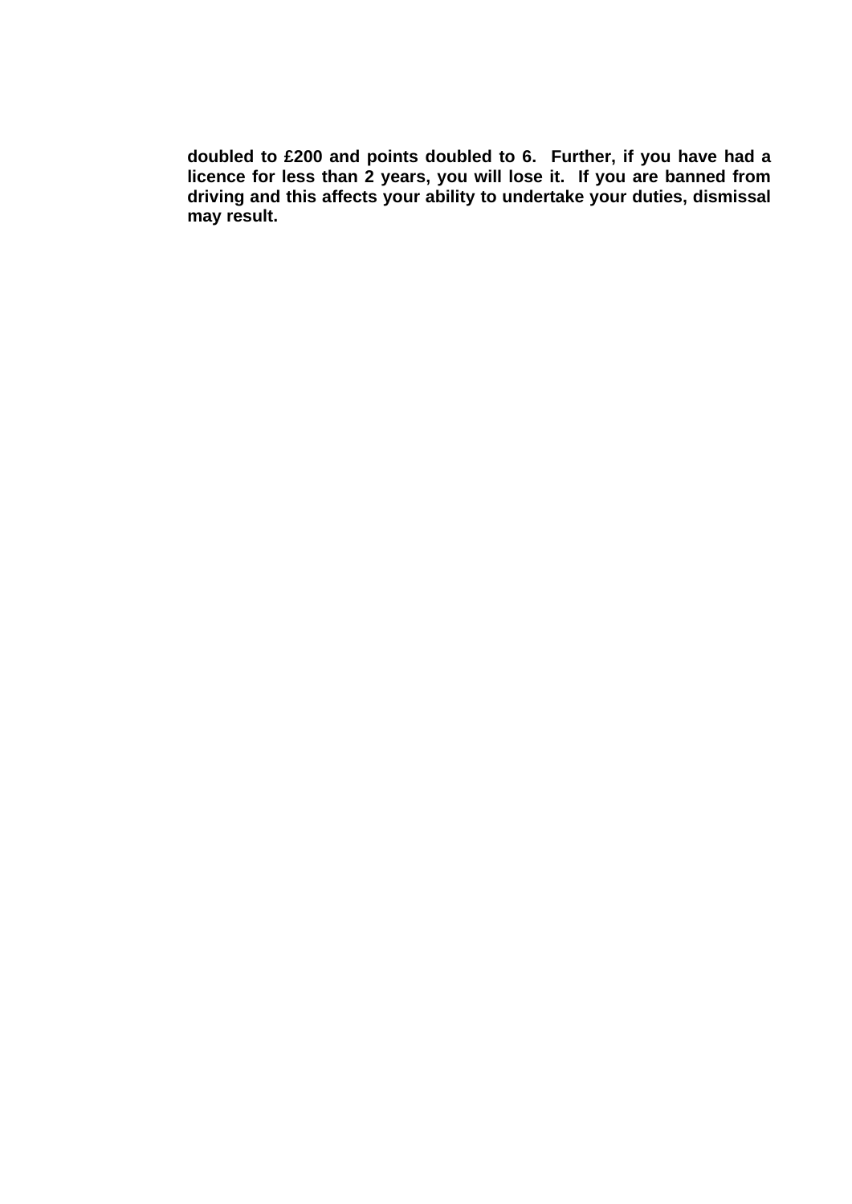**doubled to £200 and points doubled to 6. Further, if you have had a licence for less than 2 years, you will lose it. If you are banned from driving and this affects your ability to undertake your duties, dismissal may result.**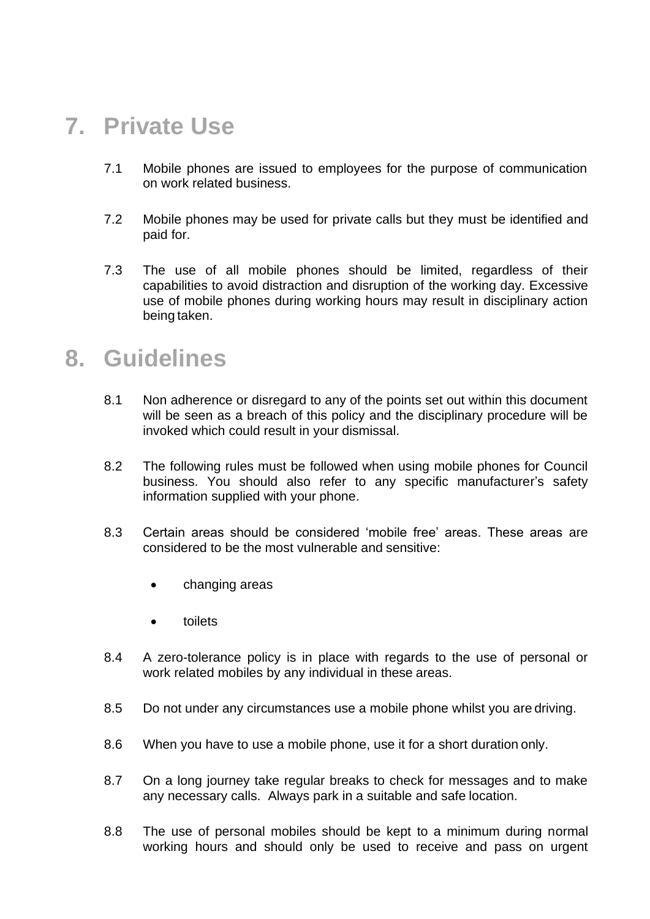# 7. Private Use

7.1 Mobile phones are issued to employees for the purpose of communication on work related business.

7.2 Mobile phones may be used for private calls but they must be identified and paid for.

7.3 The use of all mobile phones should be limited, regardless of their capabilities to avoid distraction and disruption of the working day. Excessive use of mobile phones during working hours may result in disciplinary action being taken.

# 8. Guidelines

8.1 Non adherence or disregard to any of the points set out within this document will be seen as a breach of this policy and the disciplinary procedure will be invoked which could result in your dismissal.

8.2 The following rules must be followed when using mobile phones for Council business. You should also refer to any specific manufacturer's safety information supplied with your phone.

8.3 Certain areas should be considered 'mobile free' areas. These areas are considered to be the most vulnerable and sensitive:

- changing areas
- toilets

8.4 A zero-tolerance policy is in place with regards to the use of personal or work related mobiles by any individual in these areas.

8.5 Do not under any circumstances use a mobile phone whilst you are driving.

8.6 When you have to use a mobile phone, use it for a short duration only.

8.7 On a long journey take regular breaks to check for messages and to make any necessary calls. Always park in a suitable and safe location.

8.8 The use of personal mobiles should be kept to a minimum during normal working hours and should only be used to receive and pass on urgent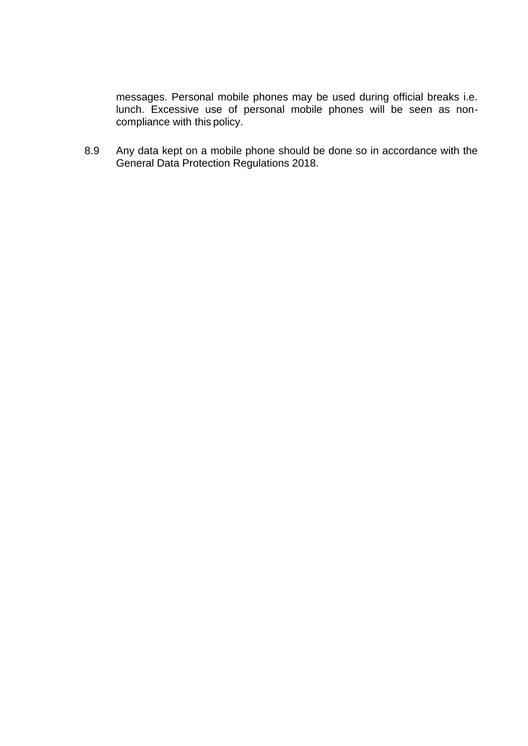messages. Personal mobile phones may be used during official breaks i.e. lunch. Excessive use of personal mobile phones will be seen as non-compliance with this policy.

8.9 Any data kept on a mobile phone should be done so in accordance with the General Data Protection Regulations 2018.